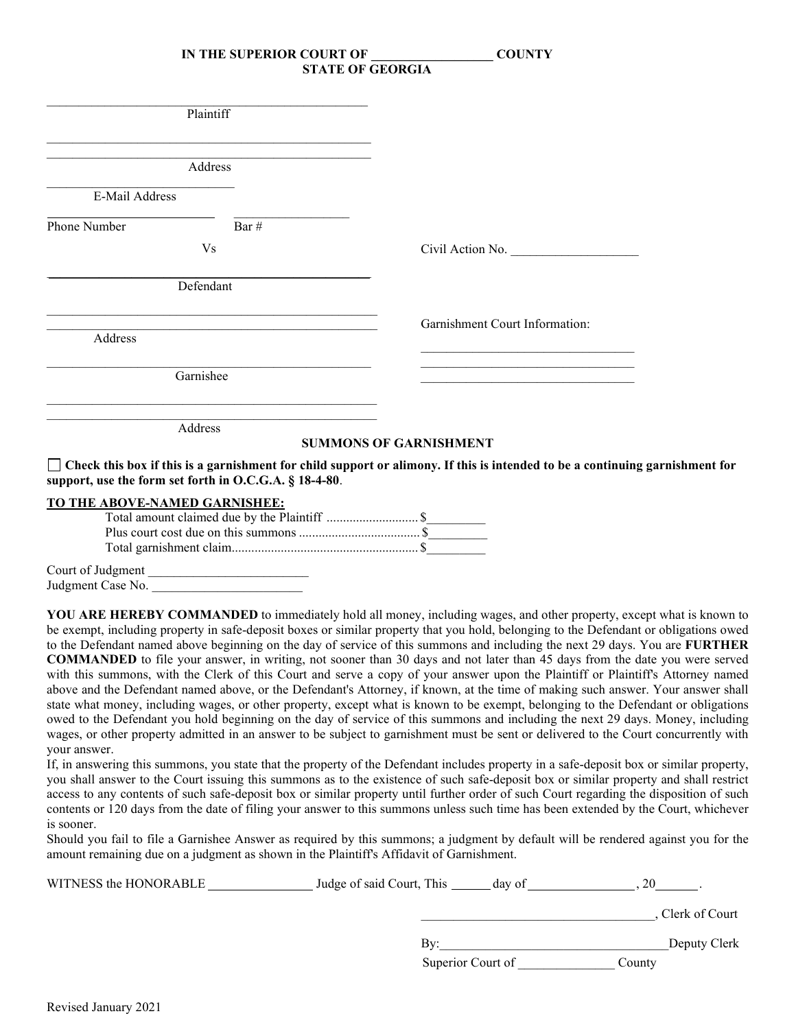**IN THE SUPERIOR COURT OF ___________________ COUNTY**
**STATE OF GEORGIA**

_________________________________________________
Plaintiff

_________________________________________________
_________________________________________________
Address

____________________________
E-Mail Address

_________________________ _________________
Phone Number Bar #

Vs

Civil Action No. ____________________

_________________________________________________
Defendant

_________________________________________________
_________________________________________________
Address

_________________________________________________
Garnishee

_________________________________________________
_________________________________________________
Address

Garnishment Court Information:

_________________________________
_________________________________
_________________________________

**SUMMONS OF GARNISHMENT**

☐ **Check this box if this is a garnishment for child support or alimony. If this is intended to be a continuing garnishment for support, use the form set forth in O.C.G.A. § 18-4-80**.

**TO THE ABOVE-NAMED GARNISHEE:**

Total amount claimed due by the Plaintiff ............................ $_________
Plus court cost due on this summons ..................................... $_________
Total garnishment claim......................................................... $_________

Court of Judgment _________________________
Judgment Case No. _______________________

**YOU ARE HEREBY COMMANDED** to immediately hold all money, including wages, and other property, except what is known to be exempt, including property in safe-deposit boxes or similar property that you hold, belonging to the Defendant or obligations owed to the Defendant named above beginning on the day of service of this summons and including the next 29 days. You are **FURTHER COMMANDED** to file your answer, in writing, not sooner than 30 days and not later than 45 days from the date you were served with this summons, with the Clerk of this Court and serve a copy of your answer upon the Plaintiff or Plaintiff's Attorney named above and the Defendant named above, or the Defendant's Attorney, if known, at the time of making such answer. Your answer shall state what money, including wages, or other property, except what is known to be exempt, belonging to the Defendant or obligations owed to the Defendant you hold beginning on the day of service of this summons and including the next 29 days. Money, including wages, or other property admitted in an answer to be subject to garnishment must be sent or delivered to the Court concurrently with your answer.

If, in answering this summons, you state that the property of the Defendant includes property in a safe-deposit box or similar property, you shall answer to the Court issuing this summons as to the existence of such safe-deposit box or similar property and shall restrict access to any contents of such safe-deposit box or similar property until further order of such Court regarding the disposition of such contents or 120 days from the date of filing your answer to this summons unless such time has been extended by the Court, whichever is sooner.

Should you fail to file a Garnishee Answer as required by this summons; a judgment by default will be rendered against you for the amount remaining due on a judgment as shown in the Plaintiff's Affidavit of Garnishment.

WITNESS the HONORABLE ________________ Judge of said Court, This ______ day of ________________ , 20______ .

____________________________________, Clerk of Court

By:___________________________________Deputy Clerk
Superior Court of _______________ County

Revised January 2021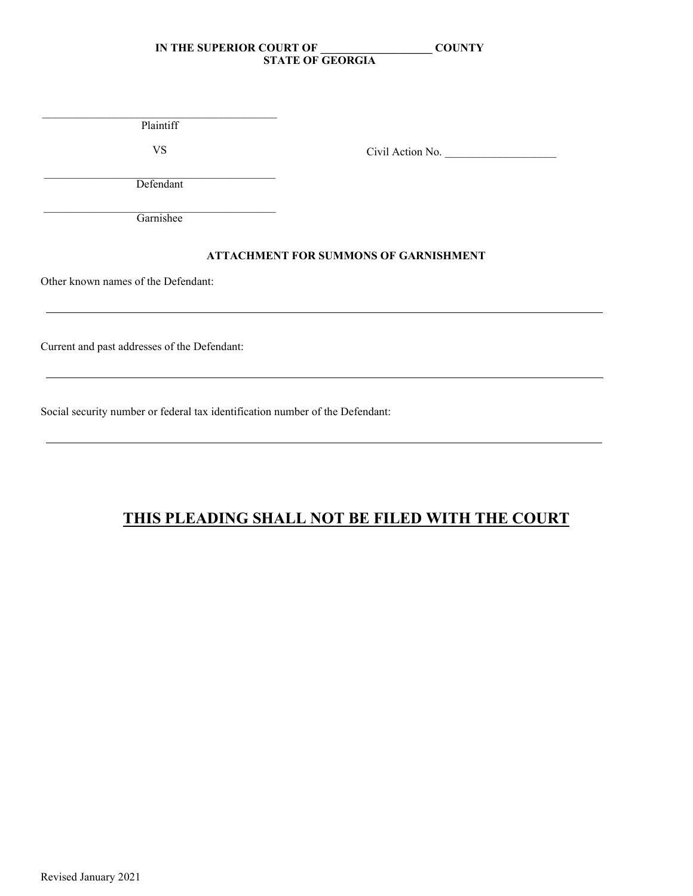**IN THE SUPERIOR COURT OF ____________________ COUNTY**
**STATE OF GEORGIA**

__________________________________________
Plaintiff

VS

Civil Action No. ____________________

__________________________________________
Defendant

__________________________________________
Garnishee

**ATTACHMENT FOR SUMMONS OF GARNISHMENT**

Other known names of the Defendant:

______________________________________________________________________________

Current and past addresses of the Defendant:

______________________________________________________________________________

Social security number or federal tax identification number of the Defendant:

______________________________________________________________________________

## <u>THIS PLEADING SHALL NOT BE FILED WITH THE COURT</u>

Revised January 2021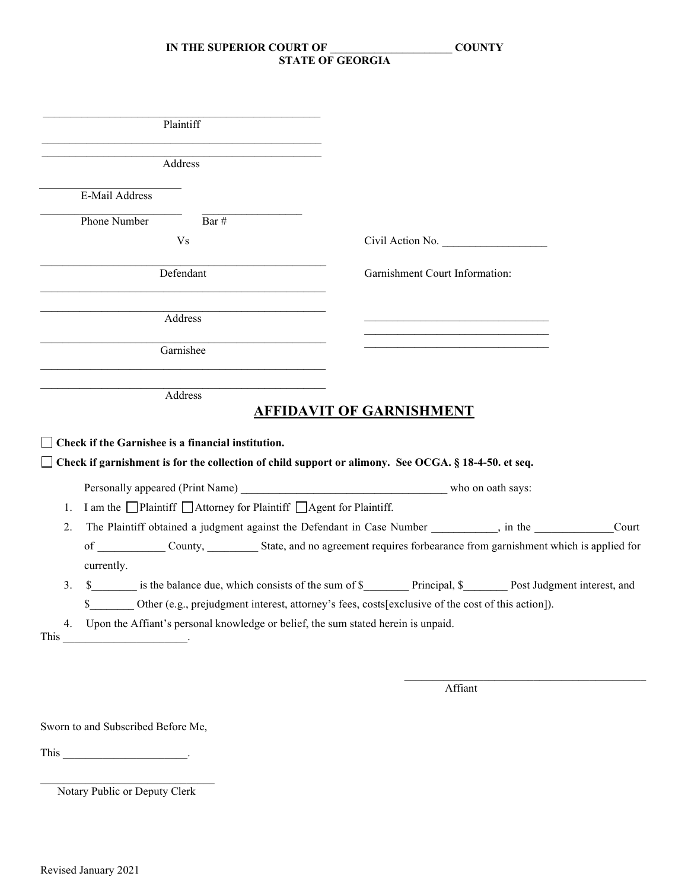**IN THE SUPERIOR COURT OF ______________________ COUNTY**
**STATE OF GEORGIA**

_______________________________________________
Plaintiff

_______________________________________________
_______________________________________________
Address

_______________________
E-Mail Address

_______________________ __________________
Phone Number Bar #

Vs

Civil Action No. ___________________

_______________________________________________
Defendant

Garnishment Court Information:

_______________________________________________
_______________________________________________
Address

_________________________________
_________________________________
_________________________________

_______________________________________________
Garnishee

_______________________________________________
_______________________________________________
Address

## AFFIDAVIT OF GARNISHMENT

☐ **Check if the Garnishee is a financial institution.**

☐ **Check if garnishment is for the collection of child support or alimony. See OCGA. § 18-4-50. et seq.**

Personally appeared (Print Name) _____________________________________ who on oath says:

1. I am the ☐ Plaintiff ☐ Attorney for Plaintiff ☐ Agent for Plaintiff.
2. The Plaintiff obtained a judgment against the Defendant in Case Number ___________, in the ______________Court of ____________ County, _________ State, and no agreement requires forbearance from garnishment which is applied for currently.
3. $________ is the balance due, which consists of the sum of $________ Principal, $________ Post Judgment interest, and $________ Other (e.g., prejudgment interest, attorney's fees, costs[exclusive of the cost of this action]).
4. Upon the Affiant's personal knowledge or belief, the sum stated herein is unpaid.

This ______________________.

_____________________________________________
Affiant

Sworn to and Subscribed Before Me,

This ______________________.

_______________________________
Notary Public or Deputy Clerk

Revised January 2021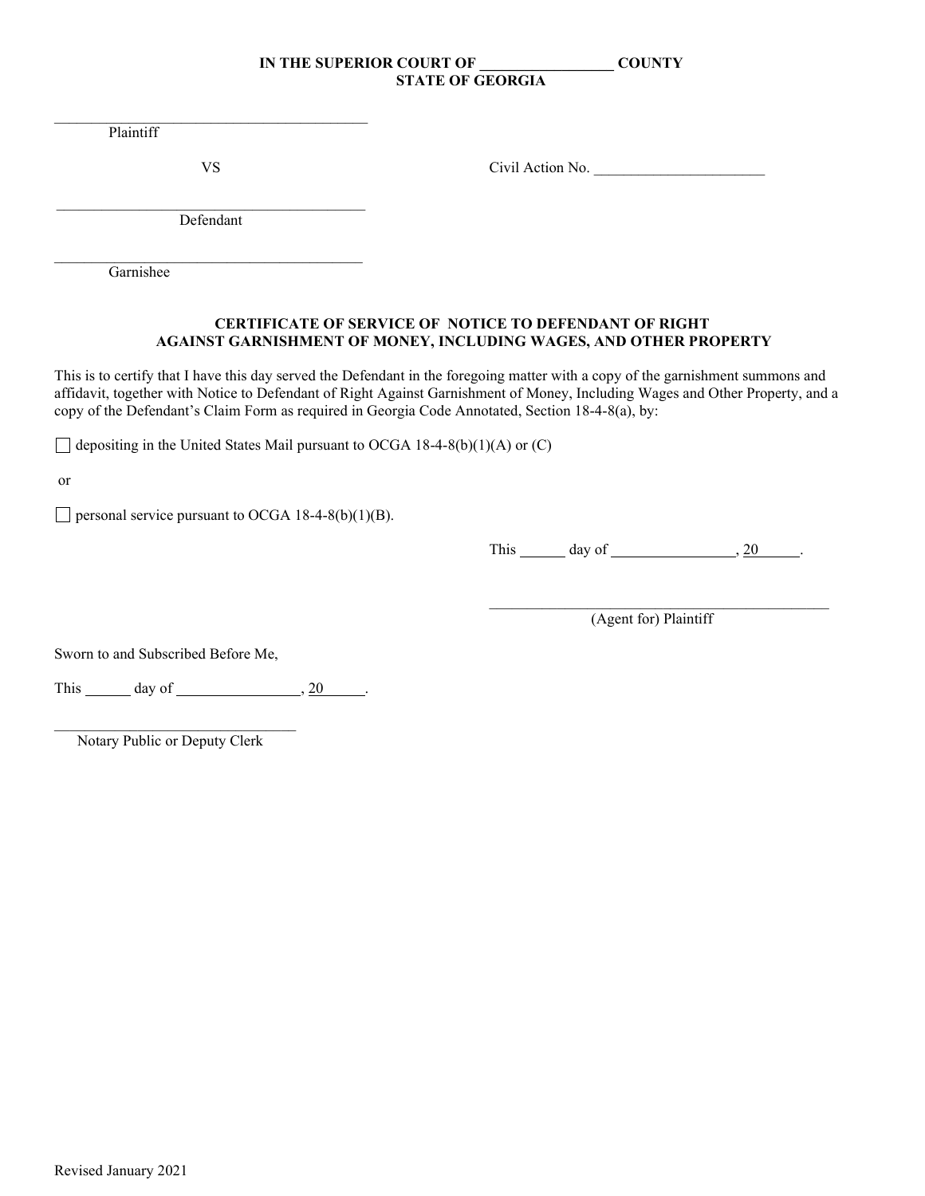**IN THE SUPERIOR COURT OF _________________ COUNTY**
**STATE OF GEORGIA**

_________________________________________
Plaintiff

VS

Civil Action No. ______________________

_________________________________________
Defendant

_________________________________________
Garnishee

**CERTIFICATE OF SERVICE OF NOTICE TO DEFENDANT OF RIGHT AGAINST GARNISHMENT OF MONEY, INCLUDING WAGES, AND OTHER PROPERTY**

This is to certify that I have this day served the Defendant in the foregoing matter with a copy of the garnishment summons and affidavit, together with Notice to Defendant of Right Against Garnishment of Money, Including Wages and Other Property, and a copy of the Defendant's Claim Form as required in Georgia Code Annotated, Section 18-4-8(a), by:

☐ depositing in the United States Mail pursuant to OCGA 18-4-8(b)(1)(A) or (C)

or

☐ personal service pursuant to OCGA 18-4-8(b)(1)(B).

This ______ day of ________________, 20______.

_____________________________________________
(Agent for) Plaintiff

Sworn to and Subscribed Before Me,

This ______ day of ________________, 20______.

________________________________
Notary Public or Deputy Clerk

Revised January 2021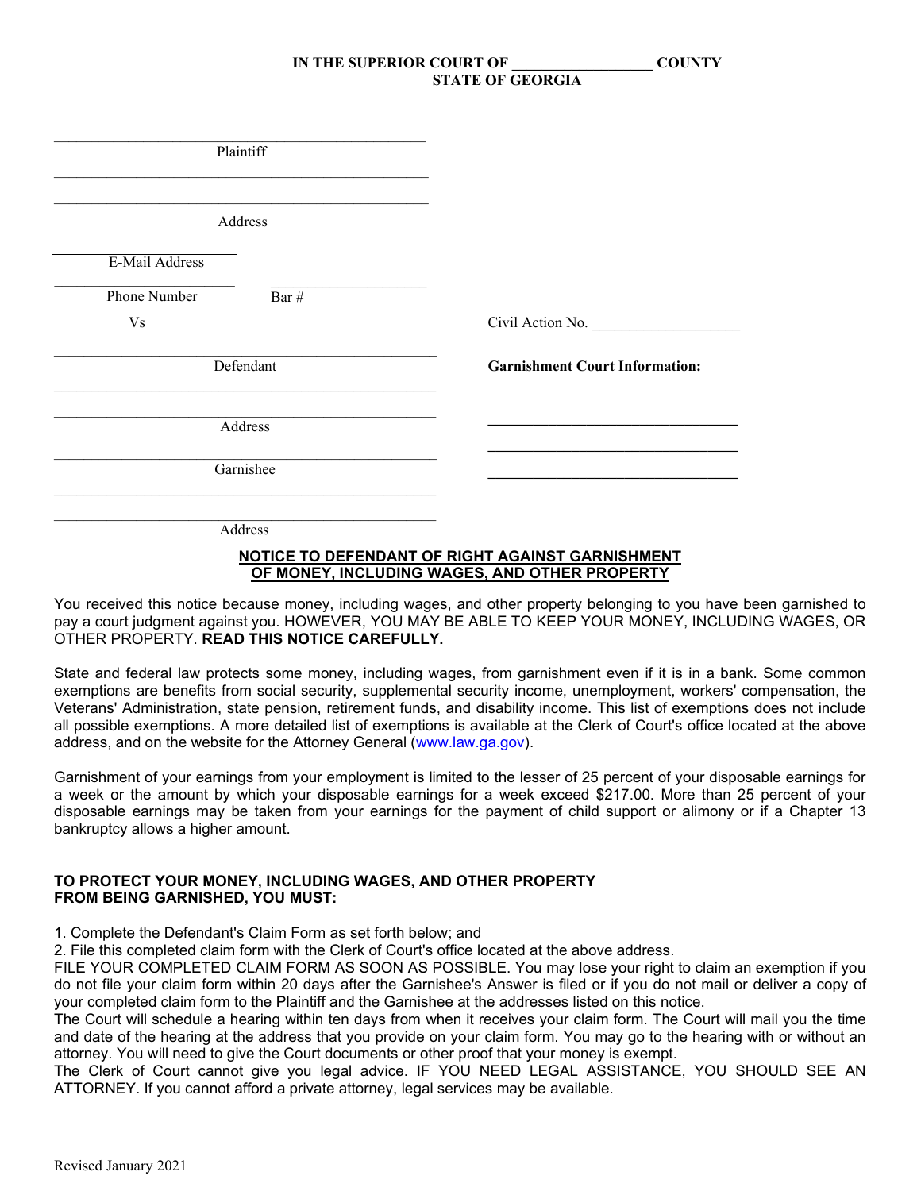**IN THE SUPERIOR COURT OF __________________ COUNTY**
**STATE OF GEORGIA**

_______________________________________________
Plaintiff

_______________________________________________

_______________________________________________
Address

_______________________
E-Mail Address

_______________________ _____________________
Phone Number Bar #

Vs

Civil Action No. ___________________

_______________________________________________
Defendant

**Garnishment Court Information:**

_______________________________________________

_______________________________________________
Address

_________________________________

_______________________________________________
Garnishee

_________________________________

_________________________________

_______________________________________________

_______________________________________________
Address

**NOTICE TO DEFENDANT OF RIGHT AGAINST GARNISHMENT OF MONEY, INCLUDING WAGES, AND OTHER PROPERTY**

You received this notice because money, including wages, and other property belonging to you have been garnished to pay a court judgment against you. HOWEVER, YOU MAY BE ABLE TO KEEP YOUR MONEY, INCLUDING WAGES, OR OTHER PROPERTY. **READ THIS NOTICE CAREFULLY.**

State and federal law protects some money, including wages, from garnishment even if it is in a bank. Some common exemptions are benefits from social security, supplemental security income, unemployment, workers' compensation, the Veterans' Administration, state pension, retirement funds, and disability income. This list of exemptions does not include all possible exemptions. A more detailed list of exemptions is available at the Clerk of Court's office located at the above address, and on the website for the Attorney General (www.law.ga.gov).

Garnishment of your earnings from your employment is limited to the lesser of 25 percent of your disposable earnings for a week or the amount by which your disposable earnings for a week exceed $217.00. More than 25 percent of your disposable earnings may be taken from your earnings for the payment of child support or alimony or if a Chapter 13 bankruptcy allows a higher amount.

**TO PROTECT YOUR MONEY, INCLUDING WAGES, AND OTHER PROPERTY FROM BEING GARNISHED, YOU MUST:**

1. Complete the Defendant's Claim Form as set forth below; and
2. File this completed claim form with the Clerk of Court's office located at the above address.

FILE YOUR COMPLETED CLAIM FORM AS SOON AS POSSIBLE. You may lose your right to claim an exemption if you do not file your claim form within 20 days after the Garnishee's Answer is filed or if you do not mail or deliver a copy of your completed claim form to the Plaintiff and the Garnishee at the addresses listed on this notice.

The Court will schedule a hearing within ten days from when it receives your claim form. The Court will mail you the time and date of the hearing at the address that you provide on your claim form. You may go to the hearing with or without an attorney. You will need to give the Court documents or other proof that your money is exempt.

The Clerk of Court cannot give you legal advice. IF YOU NEED LEGAL ASSISTANCE, YOU SHOULD SEE AN ATTORNEY. If you cannot afford a private attorney, legal services may be available.

Revised January 2021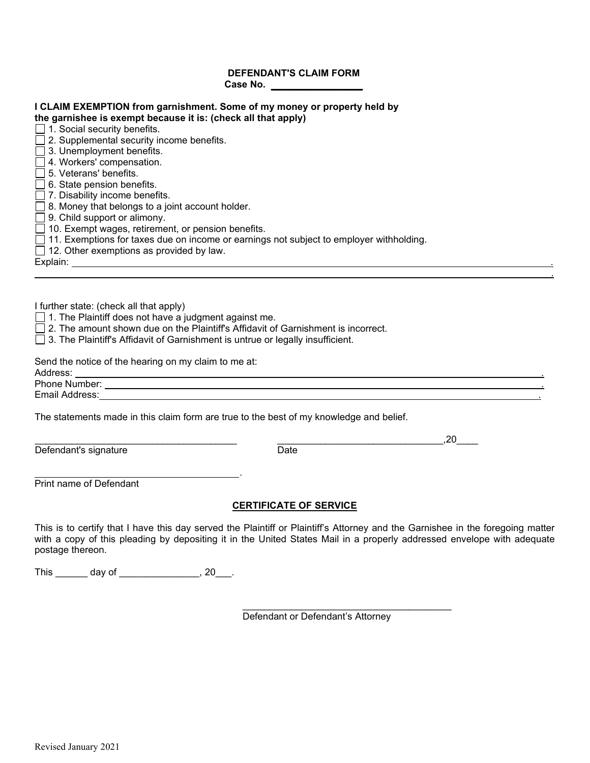**DEFENDANT'S CLAIM FORM**

**Case No. \_\_\_\_\_\_\_\_\_\_\_\_\_\_\_\_**

**I CLAIM EXEMPTION from garnishment. Some of my money or property held by the garnishee is exempt because it is: (check all that apply)**

- ☐ 1. Social security benefits.
- ☐ 2. Supplemental security income benefits.
- ☐ 3. Unemployment benefits.
- ☐ 4. Workers' compensation.
- ☐ 5. Veterans' benefits.
- ☐ 6. State pension benefits.
- ☐ 7. Disability income benefits.
- ☐ 8. Money that belongs to a joint account holder.
- ☐ 9. Child support or alimony.
- ☐ 10. Exempt wages, retirement, or pension benefits.
- ☐ 11. Exemptions for taxes due on income or earnings not subject to employer withholding.
- ☐ 12. Other exemptions as provided by law.

Explain: \_\_\_\_\_\_\_\_\_\_\_\_\_\_\_\_\_\_\_\_\_\_\_\_\_\_\_\_\_\_\_\_\_\_\_\_\_\_\_\_\_\_\_\_\_\_\_\_\_\_\_\_\_\_\_\_\_\_\_\_\_\_\_\_\_\_.

\_\_\_\_\_\_\_\_\_\_\_\_\_\_\_\_\_\_\_\_\_\_\_\_\_\_\_\_\_\_\_\_\_\_\_\_\_\_\_\_\_\_\_\_\_\_\_\_\_\_\_\_\_\_\_\_\_\_\_\_\_\_\_\_\_\_\_\_\_\_\_\_\_\_.

I further state: (check all that apply)

- ☐ 1. The Plaintiff does not have a judgment against me.
- ☐ 2. The amount shown due on the Plaintiff's Affidavit of Garnishment is incorrect.
- ☐ 3. The Plaintiff's Affidavit of Garnishment is untrue or legally insufficient.

Send the notice of the hearing on my claim to me at:

Address: \_\_\_\_\_\_\_\_\_\_\_\_\_\_\_\_\_\_\_\_\_\_\_\_\_\_\_\_\_\_\_\_\_\_\_\_\_\_\_\_\_\_\_\_\_\_\_\_\_\_\_\_\_\_\_\_\_\_\_\_\_\_\_\_\_\_.

Phone Number: \_\_\_\_\_\_\_\_\_\_\_\_\_\_\_\_\_\_\_\_\_\_\_\_\_\_\_\_\_\_\_\_\_\_\_\_\_\_\_\_\_\_\_\_\_\_\_\_\_\_\_\_\_\_\_\_\_\_\_\_\_.

Email Address: \_\_\_\_\_\_\_\_\_\_\_\_\_\_\_\_\_\_\_\_\_\_\_\_\_\_\_\_\_\_\_\_\_\_\_\_\_\_\_\_\_\_\_\_\_\_\_\_\_\_\_\_\_\_\_\_\_\_\_\_\_.

The statements made in this claim form are true to the best of my knowledge and belief.

\_\_\_\_\_\_\_\_\_\_\_\_\_\_\_\_\_\_\_\_\_\_\_\_\_\_\_\_\_\_\_\_\_\_\_\_\_\_ \_\_\_\_\_\_\_\_\_\_\_\_\_\_\_\_\_\_\_\_\_\_\_\_\_\_\_\_\_\_\_\_,20\_\_\_\_

Defendant's signature Date

\_\_\_\_\_\_\_\_\_\_\_\_\_\_\_\_\_\_\_\_\_\_\_\_\_\_\_\_\_\_\_\_\_\_\_\_\_\_.

Print name of Defendant

## CERTIFICATE OF SERVICE

This is to certify that I have this day served the Plaintiff or Plaintiff's Attorney and the Garnishee in the foregoing matter with a copy of this pleading by depositing it in the United States Mail in a properly addressed envelope with adequate postage thereon.

This \_\_\_\_\_\_ day of \_\_\_\_\_\_\_\_\_\_\_\_\_\_\_, 20\_\_\_.

\_\_\_\_\_\_\_\_\_\_\_\_\_\_\_\_\_\_\_\_\_\_\_\_\_\_\_\_\_\_\_\_\_\_\_\_\_\_\_\_

Defendant or Defendant's Attorney

Revised January 2021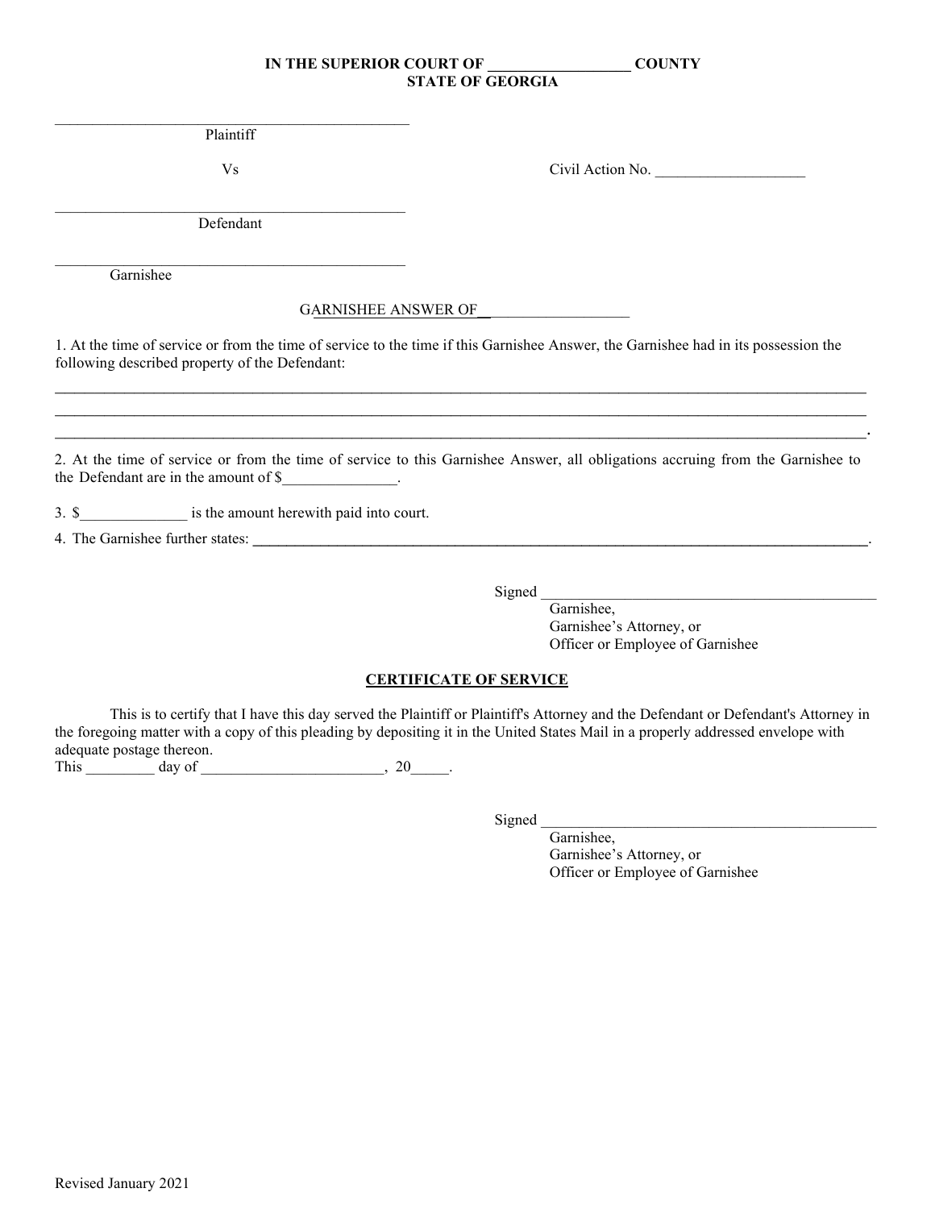**IN THE SUPERIOR COURT OF __________________ COUNTY**
**STATE OF GEORGIA**

_______________________________________________
Plaintiff

Vs

Civil Action No. ___________________

_______________________________________________
Defendant

_______________________________________________
Garnishee

GARNISHEE ANSWER OF___________________

1. At the time of service or from the time of service to the time if this Garnishee Answer, the Garnishee had in its possession the following described property of the Defendant:

_____________________________________________________________________________________________________
_____________________________________________________________________________________________________
_____________________________________________________________________________________________________.

2. At the time of service or from the time of service to this Garnishee Answer, all obligations accruing from the Garnishee to the Defendant are in the amount of $_______________.

3. $______________ is the amount herewith paid into court.

4. The Garnishee further states: _________________________________________________________________________.

Signed ____________________________________________
Garnishee,
Garnishee's Attorney, or
Officer or Employee of Garnishee

**CERTIFICATE OF SERVICE**

This is to certify that I have this day served the Plaintiff or Plaintiff's Attorney and the Defendant or Defendant's Attorney in the foregoing matter with a copy of this pleading by depositing it in the United States Mail in a properly addressed envelope with adequate postage thereon.
This _________ day of _______________________, 20_____.

Signed ____________________________________________
Garnishee,
Garnishee's Attorney, or
Officer or Employee of Garnishee

Revised January 2021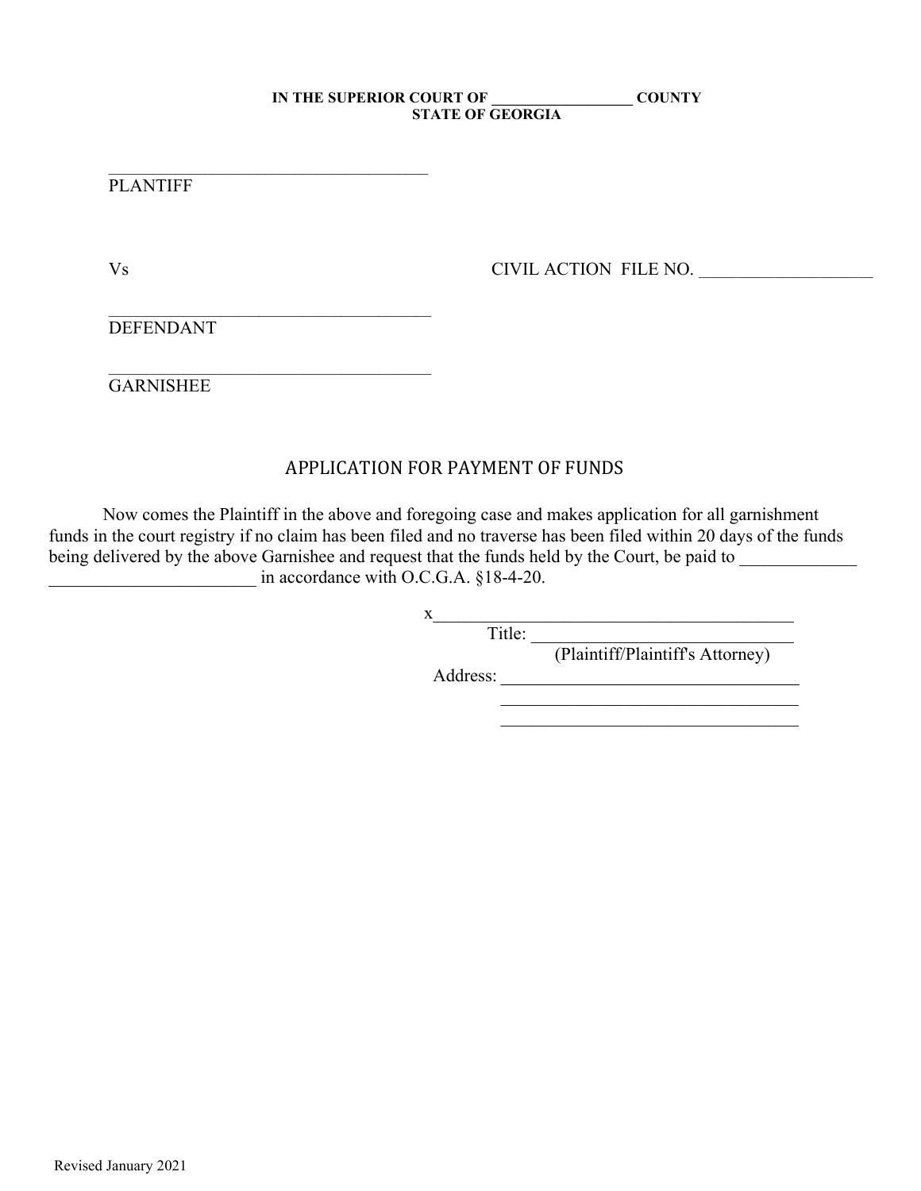**IN THE SUPERIOR COURT OF \_\_\_\_\_\_\_\_\_\_\_\_\_\_\_\_\_\_ COUNTY**
**STATE OF GEORGIA**

\_\_\_\_\_\_\_\_\_\_\_\_\_\_\_\_\_\_\_\_\_\_\_\_\_\_\_\_\_\_\_\_\_\_\_\_\_
PLANTIFF

Vs                                                                CIVIL ACTION FILE NO. \_\_\_\_\_\_\_\_\_\_\_\_\_\_\_\_\_\_\_\_

\_\_\_\_\_\_\_\_\_\_\_\_\_\_\_\_\_\_\_\_\_\_\_\_\_\_\_\_\_\_\_\_\_\_\_\_\_
DEFENDANT

\_\_\_\_\_\_\_\_\_\_\_\_\_\_\_\_\_\_\_\_\_\_\_\_\_\_\_\_\_\_\_\_\_\_\_\_\_
GARNISHEE

## APPLICATION FOR PAYMENT OF FUNDS

Now comes the Plaintiff in the above and foregoing case and makes application for all garnishment funds in the court registry if no claim has been filed and no traverse has been filed within 20 days of the funds being delivered by the above Garnishee and request that the funds held by the Court, be paid to \_\_\_\_\_\_\_\_\_\_\_\_\_ \_\_\_\_\_\_\_\_\_\_\_\_\_\_\_\_\_\_\_\_\_\_\_\_ in accordance with O.C.G.A. §18-4-20.

x\_\_\_\_\_\_\_\_\_\_\_\_\_\_\_\_\_\_\_\_\_\_\_\_\_\_\_\_\_\_\_\_\_\_\_\_\_\_\_\_\_
Title: \_\_\_\_\_\_\_\_\_\_\_\_\_\_\_\_\_\_\_\_\_\_\_\_\_\_\_\_\_\_
(Plaintiff/Plaintiff's Attorney)
Address: \_\_\_\_\_\_\_\_\_\_\_\_\_\_\_\_\_\_\_\_\_\_\_\_\_\_\_\_\_\_\_\_\_\_\_
\_\_\_\_\_\_\_\_\_\_\_\_\_\_\_\_\_\_\_\_\_\_\_\_\_\_\_\_\_\_\_\_\_\_\_
\_\_\_\_\_\_\_\_\_\_\_\_\_\_\_\_\_\_\_\_\_\_\_\_\_\_\_\_\_\_\_\_\_\_\_

Revised January 2021